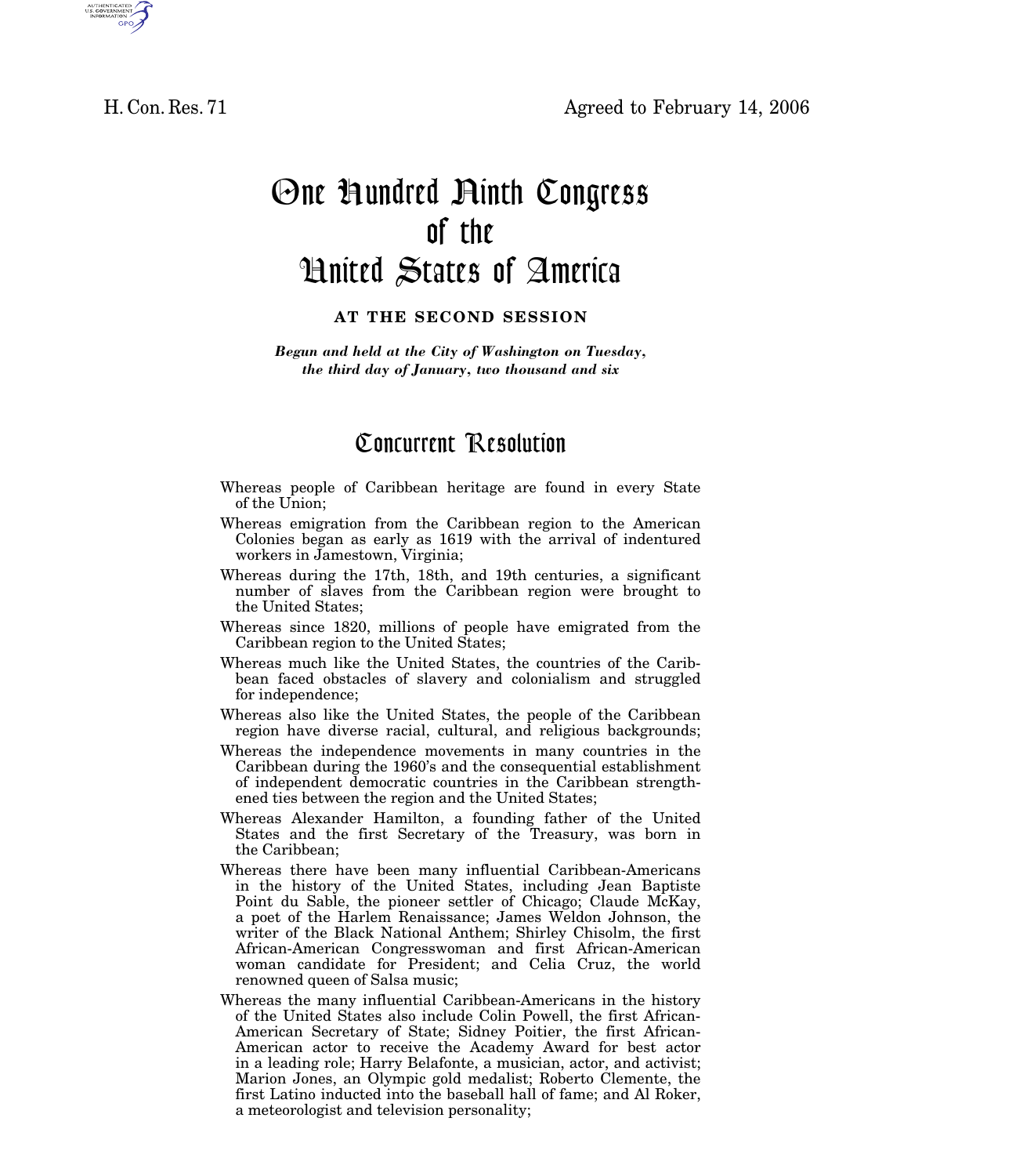H. Con. Res. 71 Agreed to February 14, 2006

# One Hundred Ninth Congress of the United States of America

**AT THE SECOND SESSION**

***Begun and held at the City of Washington on Tuesday, the third day of January, two thousand and six***

## Concurrent Resolution

Whereas people of Caribbean heritage are found in every State of the Union;

Whereas emigration from the Caribbean region to the American Colonies began as early as 1619 with the arrival of indentured workers in Jamestown, Virginia;

Whereas during the 17th, 18th, and 19th centuries, a significant number of slaves from the Caribbean region were brought to the United States;

Whereas since 1820, millions of people have emigrated from the Caribbean region to the United States;

Whereas much like the United States, the countries of the Caribbean faced obstacles of slavery and colonialism and struggled for independence;

Whereas also like the United States, the people of the Caribbean region have diverse racial, cultural, and religious backgrounds;

Whereas the independence movements in many countries in the Caribbean during the 1960's and the consequential establishment of independent democratic countries in the Caribbean strengthened ties between the region and the United States;

Whereas Alexander Hamilton, a founding father of the United States and the first Secretary of the Treasury, was born in the Caribbean;

Whereas there have been many influential Caribbean-Americans in the history of the United States, including Jean Baptiste Point du Sable, the pioneer settler of Chicago; Claude McKay, a poet of the Harlem Renaissance; James Weldon Johnson, the writer of the Black National Anthem; Shirley Chisolm, the first African-American Congresswoman and first African-American woman candidate for President; and Celia Cruz, the world renowned queen of Salsa music;

Whereas the many influential Caribbean-Americans in the history of the United States also include Colin Powell, the first African-American Secretary of State; Sidney Poitier, the first African-American actor to receive the Academy Award for best actor in a leading role; Harry Belafonte, a musician, actor, and activist; Marion Jones, an Olympic gold medalist; Roberto Clemente, the first Latino inducted into the baseball hall of fame; and Al Roker, a meteorologist and television personality;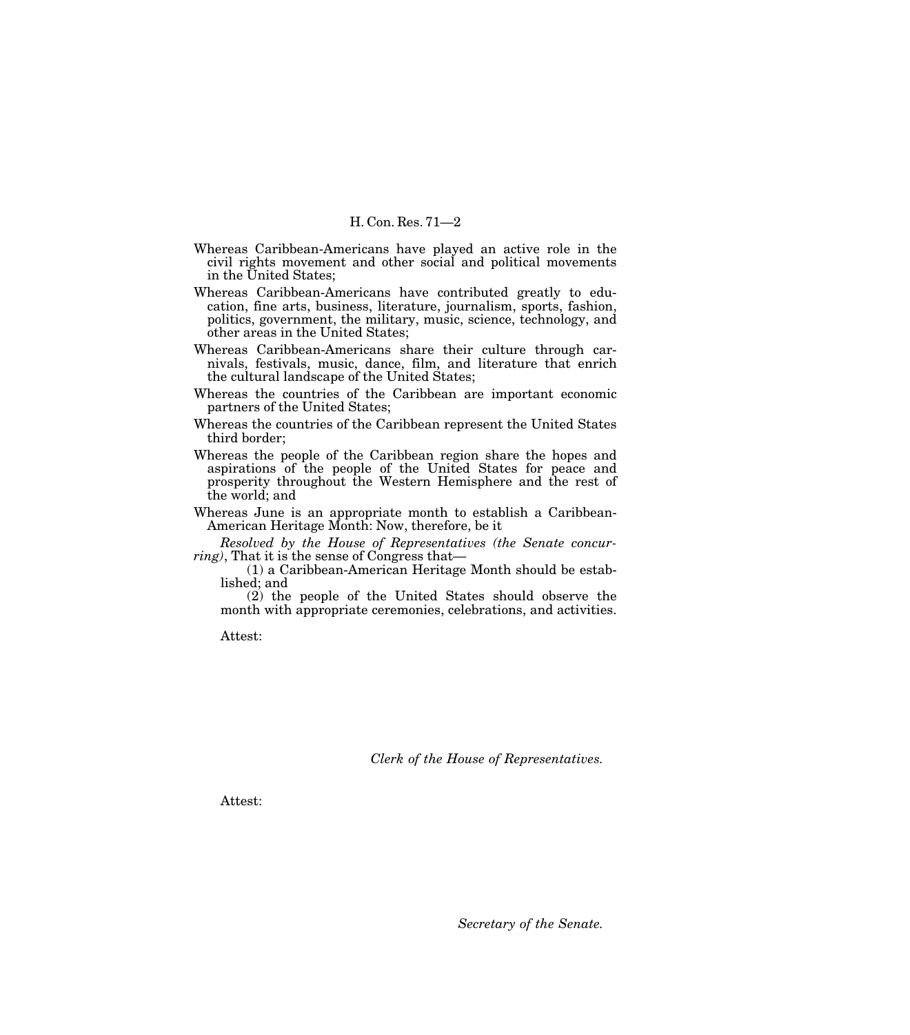Whereas Caribbean-Americans have played an active role in the civil rights movement and other social and political movements in the United States;

Whereas Caribbean-Americans have contributed greatly to education, fine arts, business, literature, journalism, sports, fashion, politics, government, the military, music, science, technology, and other areas in the United States;

Whereas Caribbean-Americans share their culture through carnivals, festivals, music, dance, film, and literature that enrich the cultural landscape of the United States;

Whereas the countries of the Caribbean are important economic partners of the United States;

Whereas the countries of the Caribbean represent the United States third border;

Whereas the people of the Caribbean region share the hopes and aspirations of the people of the United States for peace and prosperity throughout the Western Hemisphere and the rest of the world; and

Whereas June is an appropriate month to establish a Caribbean-American Heritage Month: Now, therefore, be it

*Resolved by the House of Representatives (the Senate concurring)*, That it is the sense of Congress that—

(1) a Caribbean-American Heritage Month should be established; and

(2) the people of the United States should observe the month with appropriate ceremonies, celebrations, and activities.

Attest:

*Clerk of the House of Representatives.*

Attest:

*Secretary of the Senate.*